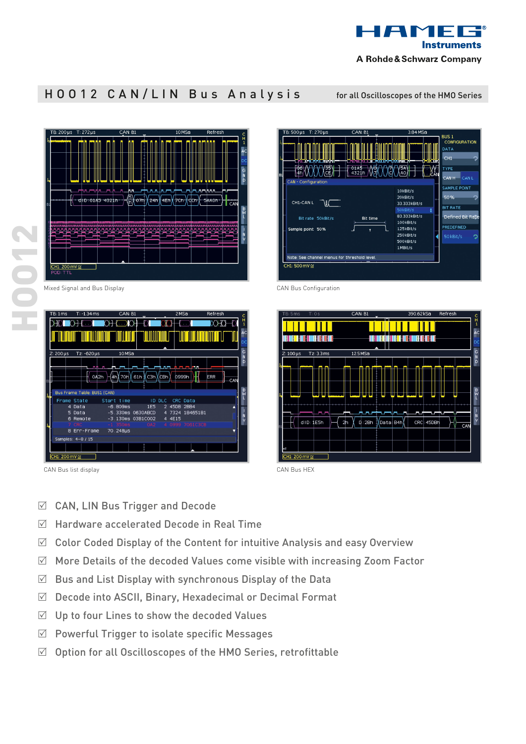HAMEG® Instruments

A Rohde & Schwarz Company

# HO012 CAN/LIN Bus Analysis

for all Oscilloscopes of the HMO Series

Mixed Signal and Bus Display

CAN Bus Configuration

CAN Bus list display

CAN Bus HEX

- ☑ CAN, LIN Bus Trigger and Decode
- ☑ Hardware accelerated Decode in Real Time
- ☑ Color Coded Display of the Content for intuitive Analysis and easy Overview
- ☑ More Details of the decoded Values come visible with increasing Zoom Factor
- ☑ Bus and List Display with synchronous Display of the Data
- ☑ Decode into ASCII, Binary, Hexadecimal or Decimal Format
- ☑ Up to four Lines to show the decoded Values
- ☑ Powerful Trigger to isolate specific Messages
- ☑ Option for all Oscilloscopes of the HMO Series, retrofittable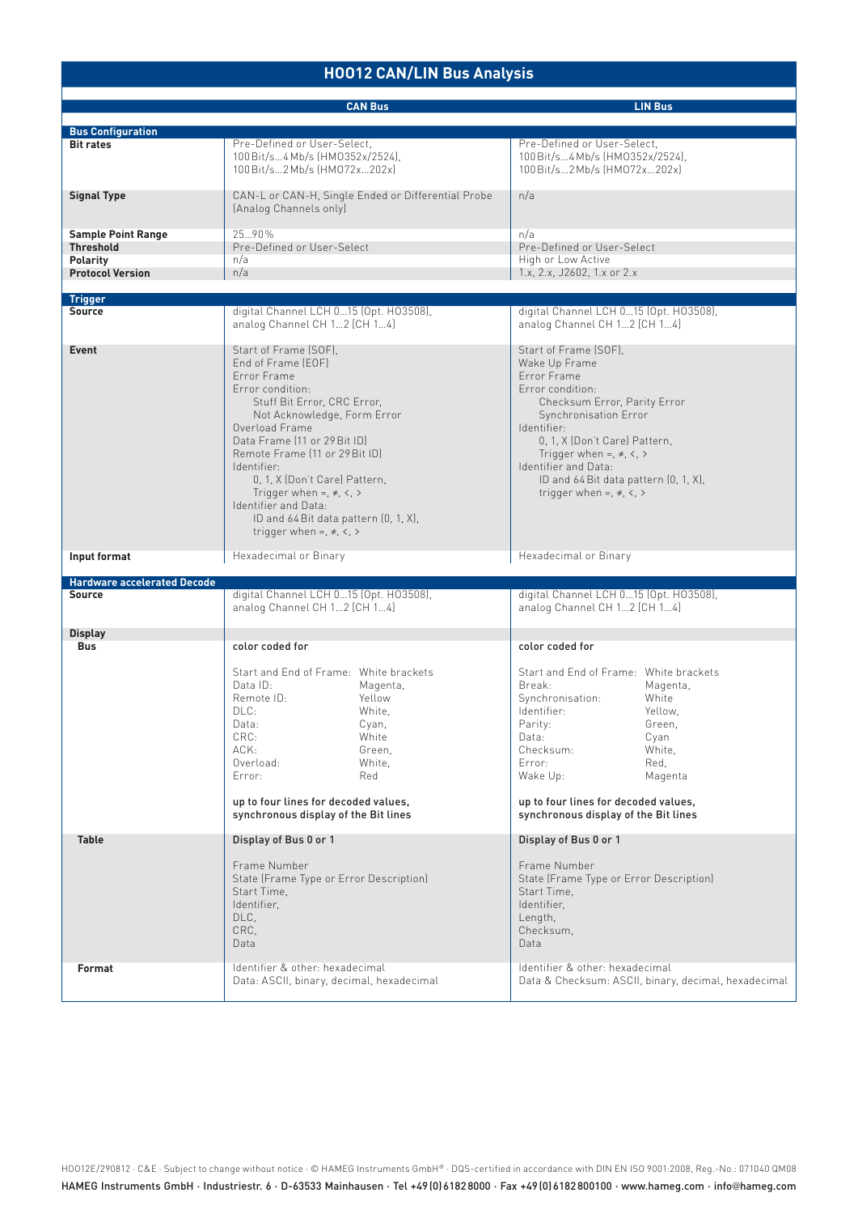# HO012 CAN/LIN Bus Analysis

| | CAN Bus | LIN Bus |
|---|---|---|
| **Bus Configuration** | | |
| **Bit rates** | Pre-Defined or User-Select,<br>100 Bit/s…4 Mb/s (HMO352x/2524),<br>100 Bit/s…2 Mb/s (HMO72x…202x) | Pre-Defined or User-Select,<br>100 Bit/s…4 Mb/s (HMO352x/2524),<br>100 Bit/s…2 Mb/s (HMO72x…202x) |
| **Signal Type** | CAN-L or CAN-H, Single Ended or Differential Probe (Analog Channels only) | n/a |
| **Sample Point Range** | 25…90% | n/a |
| **Threshold** | Pre-Defined or User-Select | Pre-Defined or User-Select |
| **Polarity** | n/a | High or Low Active |
| **Protocol Version** | n/a | 1.x, 2.x, J2602, 1.x or 2.x |
| **Trigger** | | |
| **Source** | digital Channel LCH 0…15 (Opt. HO3508),<br>analog Channel CH 1…2 (CH 1…4) | digital Channel LCH 0…15 (Opt. HO3508),<br>analog Channel CH 1…2 (CH 1…4) |
| **Event** | Start of Frame (SOF),<br>End of Frame (EOF)<br>Error Frame<br>Error condition:<br>Stuff Bit Error, CRC Error,<br>Not Acknowledge, Form Error<br>Overload Frame<br>Data Frame (11 or 29 Bit ID)<br>Remote Frame (11 or 29 Bit ID)<br>Identifier:<br>0, 1, X (Don't Care) Pattern,<br>Trigger when =, ≠, <, ><br>Identifier and Data:<br>ID and 64 Bit data pattern (0, 1, X),<br>trigger when =, ≠, <, > | Start of Frame (SOF),<br>Wake Up Frame<br>Error Frame<br>Error condition:<br>Checksum Error, Parity Error<br>Synchronisation Error<br>Identifier:<br>0, 1, X (Don't Care) Pattern,<br>Trigger when =, ≠, <, ><br>Identifier and Data:<br>ID and 64 Bit data pattern (0, 1, X),<br>trigger when =, ≠, <, > |
| **Input format** | Hexadecimal or Binary | Hexadecimal or Binary |
| **Hardware accelerated Decode** | | |
| **Source** | digital Channel LCH 0…15 (Opt. HO3508),<br>analog Channel CH 1…2 (CH 1…4) | digital Channel LCH 0…15 (Opt. HO3508),<br>analog Channel CH 1…2 (CH 1…4) |
| **Display** | | |
| **Bus** | **color coded for**<br><br>Start and End of Frame: White brackets<br>Data ID: Magenta,<br>Remote ID: Yellow<br>DLC: White,<br>Data: Cyan,<br>CRC: White<br>ACK: Green,<br>Overload: White,<br>Error: Red<br><br>**up to four lines for decoded values, synchronous display of the Bit lines** | **color coded for**<br><br>Start and End of Frame: White brackets<br>Break: Magenta,<br>Synchronisation: White<br>Identifier: Yellow,<br>Parity: Green,<br>Data: Cyan<br>Checksum: White,<br>Error: Red,<br>Wake Up: Magenta<br><br>**up to four lines for decoded values, synchronous display of the Bit lines** |
| **Table** | **Display of Bus 0 or 1**<br><br>Frame Number<br>State (Frame Type or Error Description)<br>Start Time,<br>Identifier,<br>DLC,<br>CRC,<br>Data | **Display of Bus 0 or 1**<br><br>Frame Number<br>State (Frame Type or Error Description)<br>Start Time,<br>Identifier,<br>Length,<br>Checksum,<br>Data |
| **Format** | Identifier & other: hexadecimal<br>Data: ASCII, binary, decimal, hexadecimal | Identifier & other: hexadecimal<br>Data & Checksum: ASCII, binary, decimal, hexadecimal |

HO012E/290812 · C&E · Subject to change without notice · © HAMEG Instruments GmbH® · DQS-certified in accordance with DIN EN ISO 9001:2008, Reg.-No.: 071040 QM08

HAMEG Instruments GmbH · Industriestr. 6 · D-63533 Mainhausen · Tel +49 (0) 6182 8000 · Fax +49 (0) 6182 800100 · www.hameg.com · info@hameg.com